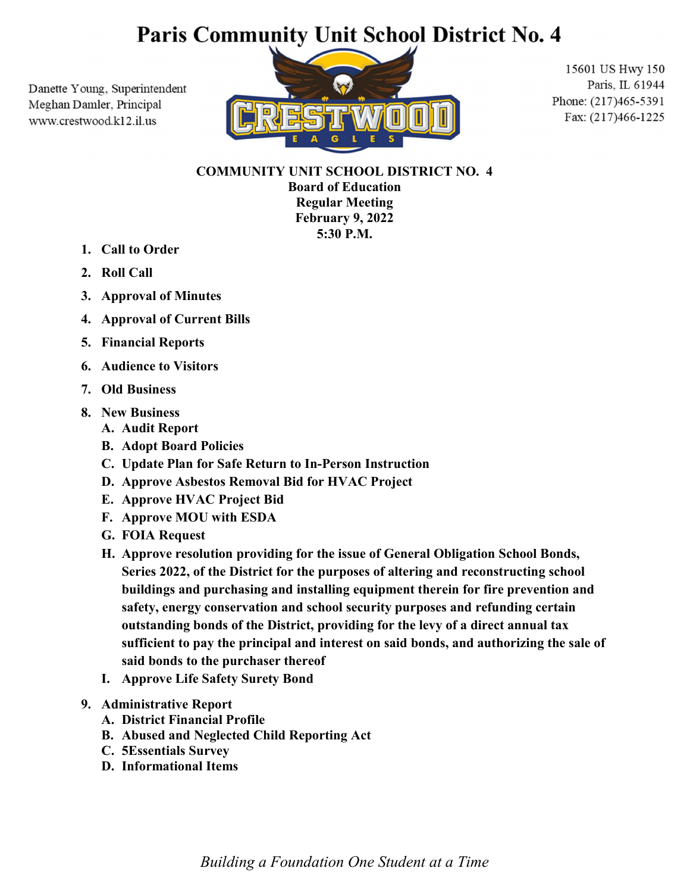# Paris Community Unit School District No. 4

Danette Young, Superintendent
Meghan Damler, Principal
www.crestwood.k12.il.us

15601 US Hwy 150
Paris, IL 61944
Phone: (217)465-5391
Fax: (217)466-1225

**COMMUNITY UNIT SCHOOL DISTRICT NO. 4**
**Board of Education**
**Regular Meeting**
**February 9, 2022**
**5:30 P.M.**

1. **Call to Order**
2. **Roll Call**
3. **Approval of Minutes**
4. **Approval of Current Bills**
5. **Financial Reports**
6. **Audience to Visitors**
7. **Old Business**
8. **New Business**
   - A. **Audit Report**
   - B. **Adopt Board Policies**
   - C. **Update Plan for Safe Return to In-Person Instruction**
   - D. **Approve Asbestos Removal Bid for HVAC Project**
   - E. **Approve HVAC Project Bid**
   - F. **Approve MOU with ESDA**
   - G. **FOIA Request**
   - H. **Approve resolution providing for the issue of General Obligation School Bonds, Series 2022, of the District for the purposes of altering and reconstructing school buildings and purchasing and installing equipment therein for fire prevention and safety, energy conservation and school security purposes and refunding certain outstanding bonds of the District, providing for the levy of a direct annual tax sufficient to pay the principal and interest on said bonds, and authorizing the sale of said bonds to the purchaser thereof**
   - I. **Approve Life Safety Surety Bond**
9. **Administrative Report**
   - A. **District Financial Profile**
   - B. **Abused and Neglected Child Reporting Act**
   - C. **5Essentials Survey**
   - D. **Informational Items**

*Building a Foundation One Student at a Time*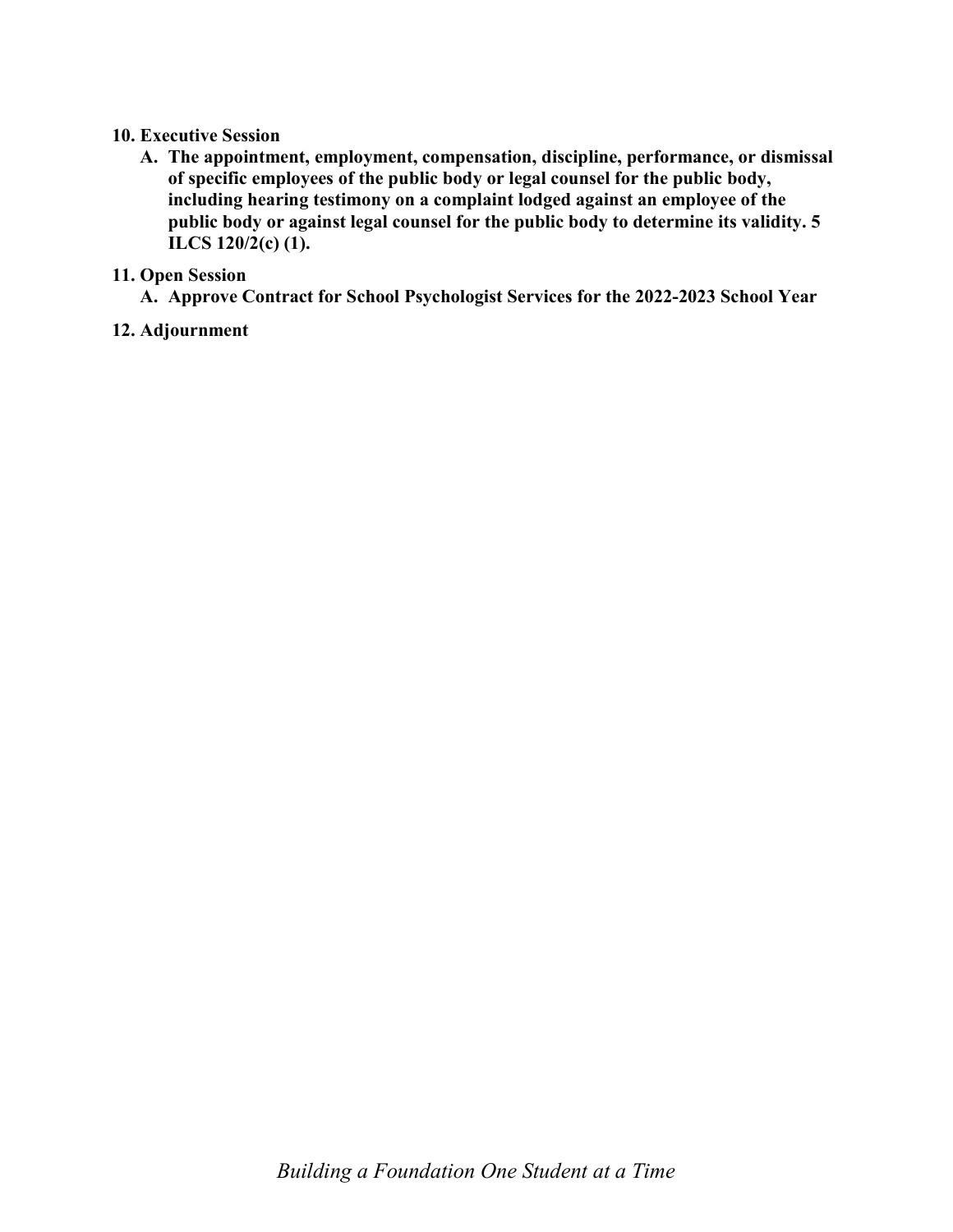**10. Executive Session**

   **A. The appointment, employment, compensation, discipline, performance, or dismissal of specific employees of the public body or legal counsel for the public body, including hearing testimony on a complaint lodged against an employee of the public body or against legal counsel for the public body to determine its validity. 5 ILCS 120/2(c) (1).**

**11. Open Session**

   **A. Approve Contract for School Psychologist Services for the 2022-2023 School Year**

**12. Adjournment**